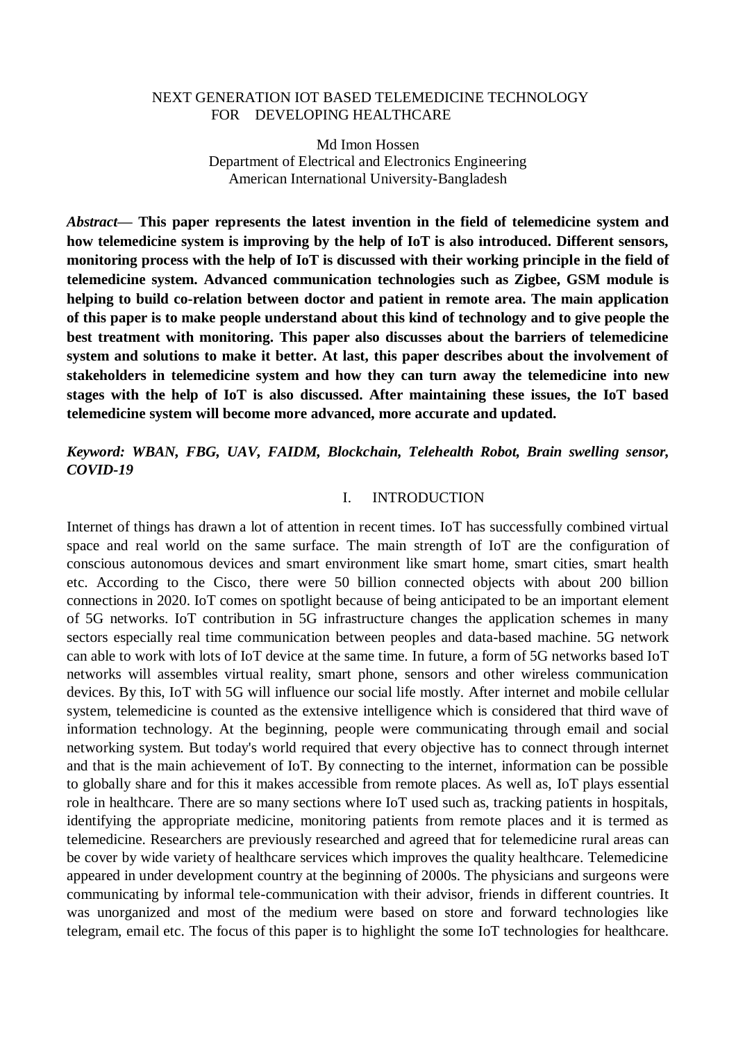# NEXT GENERATION IOT BASED TELEMEDICINE TECHNOLOGY FOR DEVELOPING HEALTHCARE

Md Imon Hossen
Department of Electrical and Electronics Engineering
American International University-Bangladesh

***Abstract*— This paper represents the latest invention in the field of telemedicine system and how telemedicine system is improving by the help of IoT is also introduced. Different sensors, monitoring process with the help of IoT is discussed with their working principle in the field of telemedicine system. Advanced communication technologies such as Zigbee, GSM module is helping to build co-relation between doctor and patient in remote area. The main application of this paper is to make people understand about this kind of technology and to give people the best treatment with monitoring. This paper also discusses about the barriers of telemedicine system and solutions to make it better. At last, this paper describes about the involvement of stakeholders in telemedicine system and how they can turn away the telemedicine into new stages with the help of IoT is also discussed. After maintaining these issues, the IoT based telemedicine system will become more advanced, more accurate and updated.**

***Keyword: WBAN, FBG, UAV, FAIDM, Blockchain, Telehealth Robot, Brain swelling sensor, COVID-19***

## I. INTRODUCTION

Internet of things has drawn a lot of attention in recent times. IoT has successfully combined virtual space and real world on the same surface. The main strength of IoT are the configuration of conscious autonomous devices and smart environment like smart home, smart cities, smart health etc. According to the Cisco, there were 50 billion connected objects with about 200 billion connections in 2020. IoT comes on spotlight because of being anticipated to be an important element of 5G networks. IoT contribution in 5G infrastructure changes the application schemes in many sectors especially real time communication between peoples and data-based machine. 5G network can able to work with lots of IoT device at the same time. In future, a form of 5G networks based IoT networks will assembles virtual reality, smart phone, sensors and other wireless communication devices. By this, IoT with 5G will influence our social life mostly. After internet and mobile cellular system, telemedicine is counted as the extensive intelligence which is considered that third wave of information technology. At the beginning, people were communicating through email and social networking system. But today's world required that every objective has to connect through internet and that is the main achievement of IoT. By connecting to the internet, information can be possible to globally share and for this it makes accessible from remote places. As well as, IoT plays essential role in healthcare. There are so many sections where IoT used such as, tracking patients in hospitals, identifying the appropriate medicine, monitoring patients from remote places and it is termed as telemedicine. Researchers are previously researched and agreed that for telemedicine rural areas can be cover by wide variety of healthcare services which improves the quality healthcare. Telemedicine appeared in under development country at the beginning of 2000s. The physicians and surgeons were communicating by informal tele-communication with their advisor, friends in different countries. It was unorganized and most of the medium were based on store and forward technologies like telegram, email etc. The focus of this paper is to highlight the some IoT technologies for healthcare.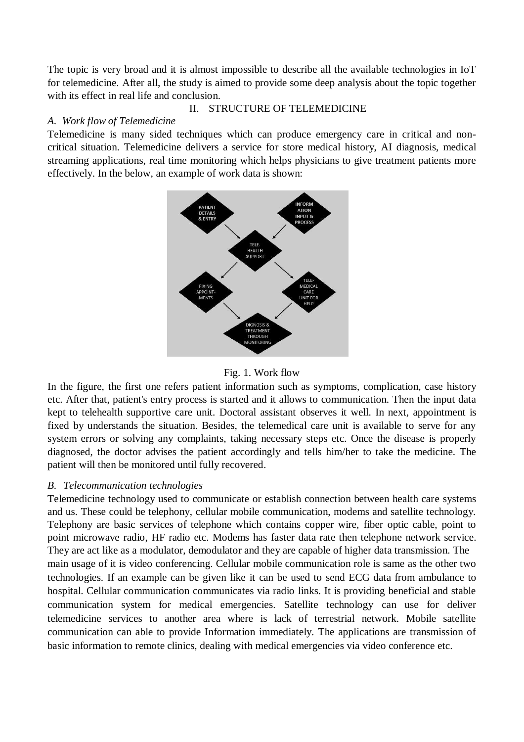The topic is very broad and it is almost impossible to describe all the available technologies in IoT for telemedicine. After all, the study is aimed to provide some deep analysis about the topic together with its effect in real life and conclusion.

## II. STRUCTURE OF TELEMEDICINE

### *A. Work flow of Telemedicine*

Telemedicine is many sided techniques which can produce emergency care in critical and non-critical situation. Telemedicine delivers a service for store medical history, AI diagnosis, medical streaming applications, real time monitoring which helps physicians to give treatment patients more effectively. In the below, an example of work data is shown:

Fig. 1. Work flow

In the figure, the first one refers patient information such as symptoms, complication, case history etc. After that, patient's entry process is started and it allows to communication. Then the input data kept to telehealth supportive care unit. Doctoral assistant observes it well. In next, appointment is fixed by understands the situation. Besides, the telemedical care unit is available to serve for any system errors or solving any complaints, taking necessary steps etc. Once the disease is properly diagnosed, the doctor advises the patient accordingly and tells him/her to take the medicine. The patient will then be monitored until fully recovered.

### *B. Telecommunication technologies*

Telemedicine technology used to communicate or establish connection between health care systems and us. These could be telephony, cellular mobile communication, modems and satellite technology. Telephony are basic services of telephone which contains copper wire, fiber optic cable, point to point microwave radio, HF radio etc. Modems has faster data rate then telephone network service. They are act like as a modulator, demodulator and they are capable of higher data transmission. The main usage of it is video conferencing. Cellular mobile communication role is same as the other two technologies. If an example can be given like it can be used to send ECG data from ambulance to hospital. Cellular communication communicates via radio links. It is providing beneficial and stable communication system for medical emergencies. Satellite technology can use for deliver telemedicine services to another area where is lack of terrestrial network. Mobile satellite communication can able to provide Information immediately. The applications are transmission of basic information to remote clinics, dealing with medical emergencies via video conference etc.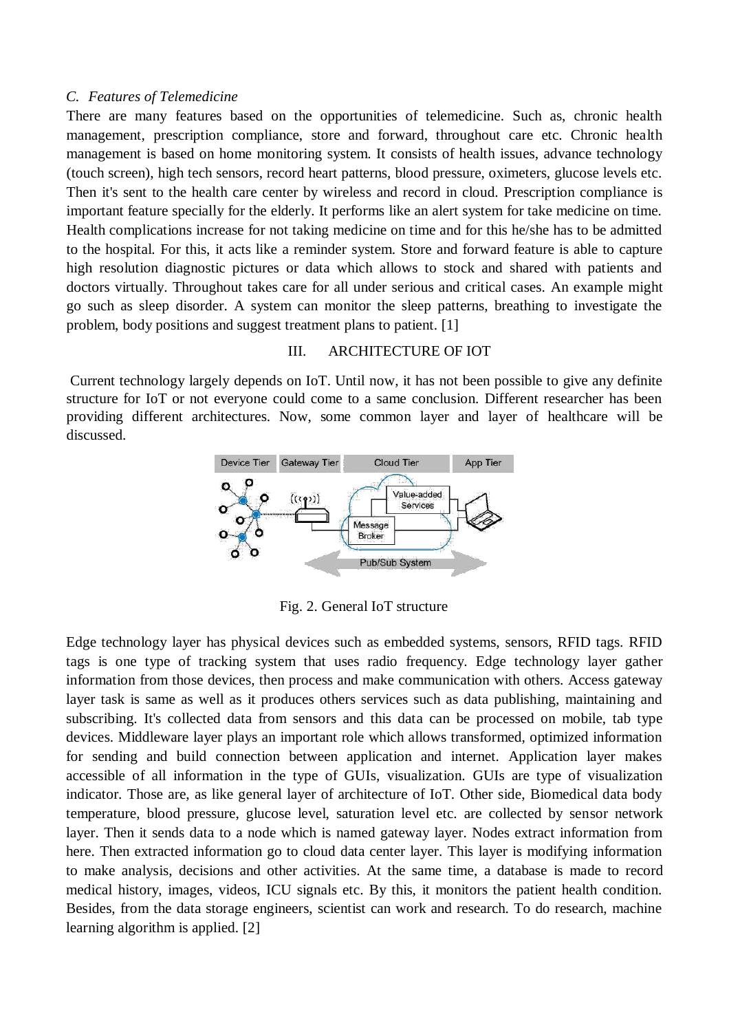### C. Features of Telemedicine

There are many features based on the opportunities of telemedicine. Such as, chronic health management, prescription compliance, store and forward, throughout care etc. Chronic health management is based on home monitoring system. It consists of health issues, advance technology (touch screen), high tech sensors, record heart patterns, blood pressure, oximeters, glucose levels etc. Then it's sent to the health care center by wireless and record in cloud. Prescription compliance is important feature specially for the elderly. It performs like an alert system for take medicine on time. Health complications increase for not taking medicine on time and for this he/she has to be admitted to the hospital. For this, it acts like a reminder system. Store and forward feature is able to capture high resolution diagnostic pictures or data which allows to stock and shared with patients and doctors virtually. Throughout takes care for all under serious and critical cases. An example might go such as sleep disorder. A system can monitor the sleep patterns, breathing to investigate the problem, body positions and suggest treatment plans to patient. [1]

## III. ARCHITECTURE OF IOT

Current technology largely depends on IoT. Until now, it has not been possible to give any definite structure for IoT or not everyone could come to a same conclusion. Different researcher has been providing different architectures. Now, some common layer and layer of healthcare will be discussed.

Fig. 2. General IoT structure

Edge technology layer has physical devices such as embedded systems, sensors, RFID tags. RFID tags is one type of tracking system that uses radio frequency. Edge technology layer gather information from those devices, then process and make communication with others. Access gateway layer task is same as well as it produces others services such as data publishing, maintaining and subscribing. It's collected data from sensors and this data can be processed on mobile, tab type devices. Middleware layer plays an important role which allows transformed, optimized information for sending and build connection between application and internet. Application layer makes accessible of all information in the type of GUIs, visualization. GUIs are type of visualization indicator. Those are, as like general layer of architecture of IoT. Other side, Biomedical data body temperature, blood pressure, glucose level, saturation level etc. are collected by sensor network layer. Then it sends data to a node which is named gateway layer. Nodes extract information from here. Then extracted information go to cloud data center layer. This layer is modifying information to make analysis, decisions and other activities. At the same time, a database is made to record medical history, images, videos, ICU signals etc. By this, it monitors the patient health condition. Besides, from the data storage engineers, scientist can work and research. To do research, machine learning algorithm is applied. [2]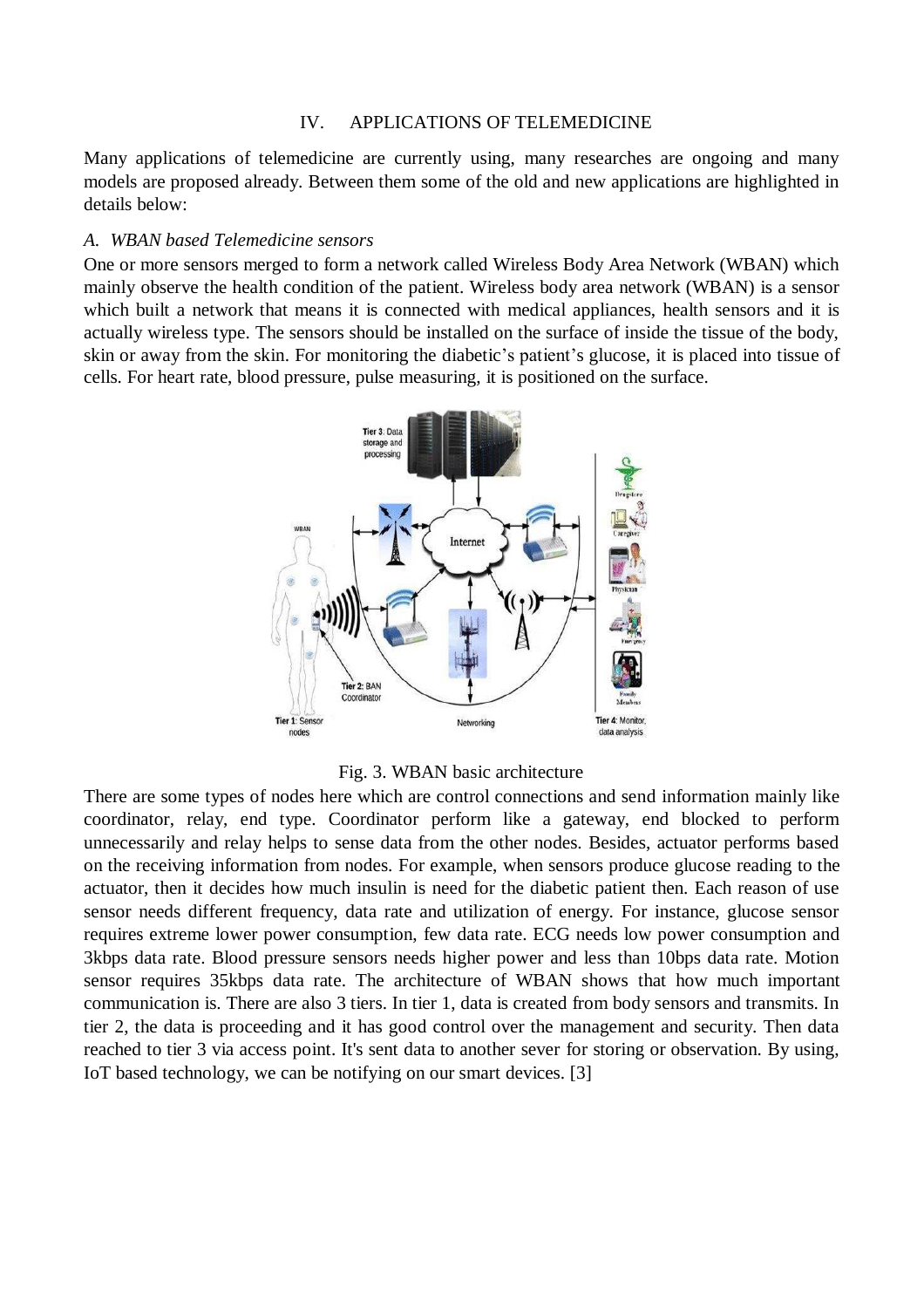## IV. APPLICATIONS OF TELEMEDICINE

Many applications of telemedicine are currently using, many researches are ongoing and many models are proposed already. Between them some of the old and new applications are highlighted in details below:

### *A. WBAN based Telemedicine sensors*

One or more sensors merged to form a network called Wireless Body Area Network (WBAN) which mainly observe the health condition of the patient. Wireless body area network (WBAN) is a sensor which built a network that means it is connected with medical appliances, health sensors and it is actually wireless type. The sensors should be installed on the surface of inside the tissue of the body, skin or away from the skin. For monitoring the diabetic's patient's glucose, it is placed into tissue of cells. For heart rate, blood pressure, pulse measuring, it is positioned on the surface.

Fig. 3. WBAN basic architecture

There are some types of nodes here which are control connections and send information mainly like coordinator, relay, end type. Coordinator perform like a gateway, end blocked to perform unnecessarily and relay helps to sense data from the other nodes. Besides, actuator performs based on the receiving information from nodes. For example, when sensors produce glucose reading to the actuator, then it decides how much insulin is need for the diabetic patient then. Each reason of use sensor needs different frequency, data rate and utilization of energy. For instance, glucose sensor requires extreme lower power consumption, few data rate. ECG needs low power consumption and 3kbps data rate. Blood pressure sensors needs higher power and less than 10bps data rate. Motion sensor requires 35kbps data rate. The architecture of WBAN shows that how much important communication is. There are also 3 tiers. In tier 1, data is created from body sensors and transmits. In tier 2, the data is proceeding and it has good control over the management and security. Then data reached to tier 3 via access point. It's sent data to another sever for storing or observation. By using, IoT based technology, we can be notifying on our smart devices. [3]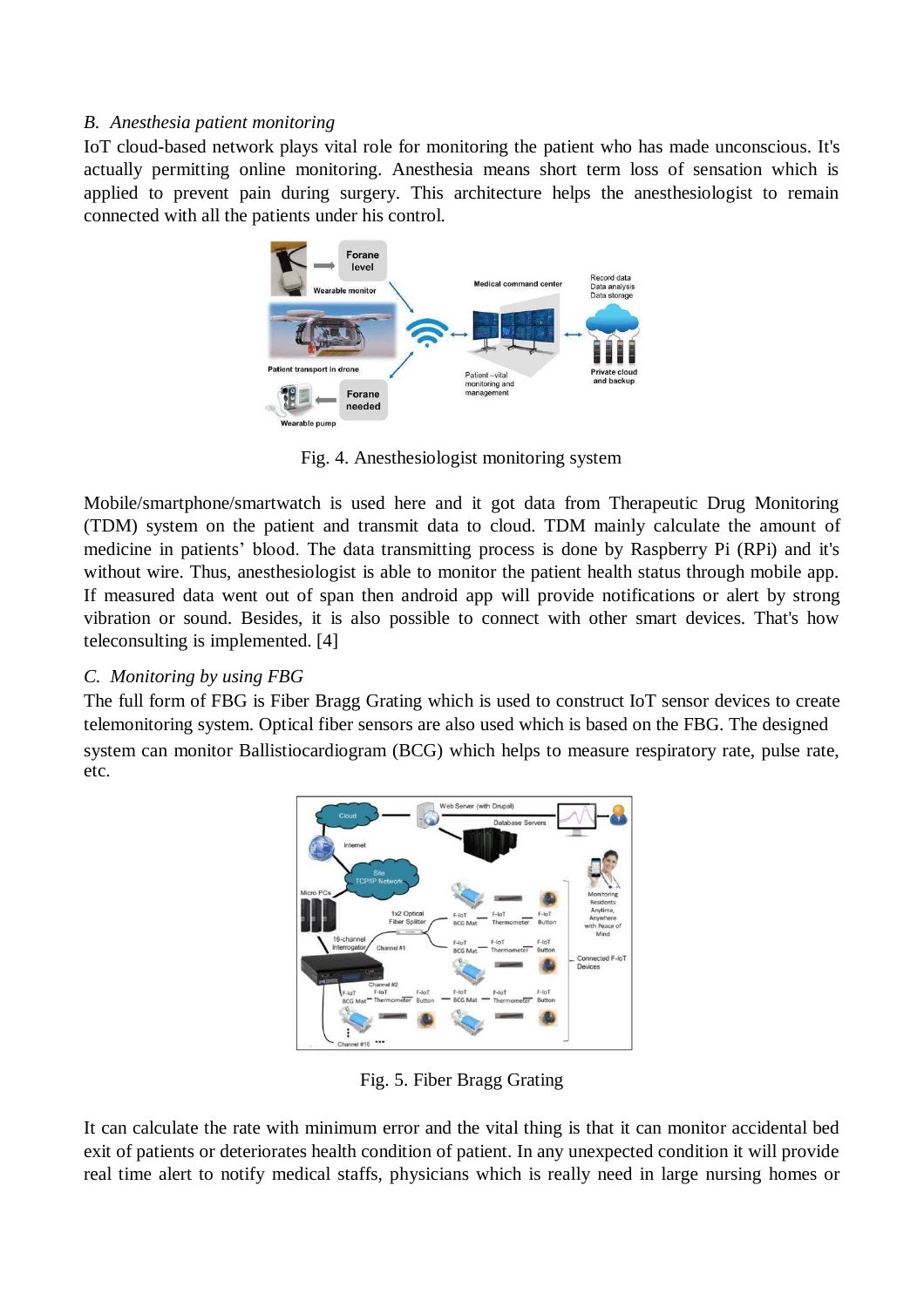*B. Anesthesia patient monitoring*

IoT cloud-based network plays vital role for monitoring the patient who has made unconscious. It's actually permitting online monitoring. Anesthesia means short term loss of sensation which is applied to prevent pain during surgery. This architecture helps the anesthesiologist to remain connected with all the patients under his control.

Fig. 4. Anesthesiologist monitoring system

Mobile/smartphone/smartwatch is used here and it got data from Therapeutic Drug Monitoring (TDM) system on the patient and transmit data to cloud. TDM mainly calculate the amount of medicine in patients' blood. The data transmitting process is done by Raspberry Pi (RPi) and it's without wire. Thus, anesthesiologist is able to monitor the patient health status through mobile app. If measured data went out of span then android app will provide notifications or alert by strong vibration or sound. Besides, it is also possible to connect with other smart devices. That's how teleconsulting is implemented. [4]

*C. Monitoring by using FBG*

The full form of FBG is Fiber Bragg Grating which is used to construct IoT sensor devices to create telemonitoring system. Optical fiber sensors are also used which is based on the FBG. The designed system can monitor Ballistiocardiogram (BCG) which helps to measure respiratory rate, pulse rate, etc.

Fig. 5. Fiber Bragg Grating

It can calculate the rate with minimum error and the vital thing is that it can monitor accidental bed exit of patients or deteriorates health condition of patient. In any unexpected condition it will provide real time alert to notify medical staffs, physicians which is really need in large nursing homes or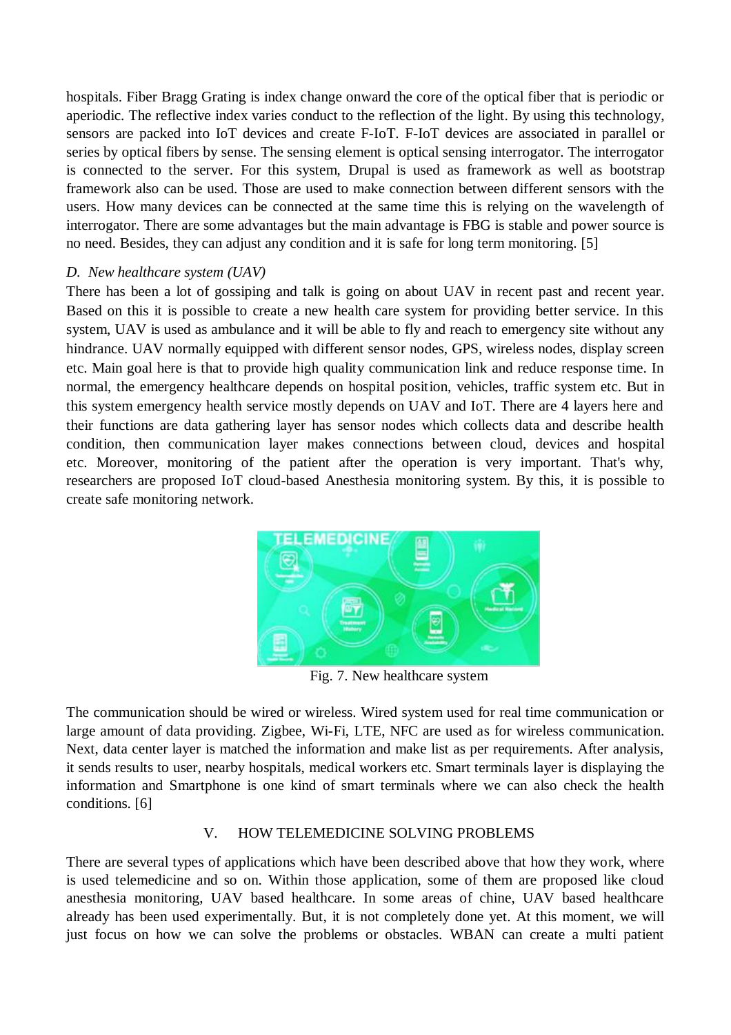hospitals. Fiber Bragg Grating is index change onward the core of the optical fiber that is periodic or aperiodic. The reflective index varies conduct to the reflection of the light. By using this technology, sensors are packed into IoT devices and create F-IoT. F-IoT devices are associated in parallel or series by optical fibers by sense. The sensing element is optical sensing interrogator. The interrogator is connected to the server. For this system, Drupal is used as framework as well as bootstrap framework also can be used. Those are used to make connection between different sensors with the users. How many devices can be connected at the same time this is relying on the wavelength of interrogator. There are some advantages but the main advantage is FBG is stable and power source is no need. Besides, they can adjust any condition and it is safe for long term monitoring. [5]

### *D. New healthcare system (UAV)*

There has been a lot of gossiping and talk is going on about UAV in recent past and recent year. Based on this it is possible to create a new health care system for providing better service. In this system, UAV is used as ambulance and it will be able to fly and reach to emergency site without any hindrance. UAV normally equipped with different sensor nodes, GPS, wireless nodes, display screen etc. Main goal here is that to provide high quality communication link and reduce response time. In normal, the emergency healthcare depends on hospital position, vehicles, traffic system etc. But in this system emergency health service mostly depends on UAV and IoT. There are 4 layers here and their functions are data gathering layer has sensor nodes which collects data and describe health condition, then communication layer makes connections between cloud, devices and hospital etc. Moreover, monitoring of the patient after the operation is very important. That's why, researchers are proposed IoT cloud-based Anesthesia monitoring system. By this, it is possible to create safe monitoring network.

Fig. 7. New healthcare system

The communication should be wired or wireless. Wired system used for real time communication or large amount of data providing. Zigbee, Wi-Fi, LTE, NFC are used as for wireless communication. Next, data center layer is matched the information and make list as per requirements. After analysis, it sends results to user, nearby hospitals, medical workers etc. Smart terminals layer is displaying the information and Smartphone is one kind of smart terminals where we can also check the health conditions. [6]

## V. HOW TELEMEDICINE SOLVING PROBLEMS

There are several types of applications which have been described above that how they work, where is used telemedicine and so on. Within those application, some of them are proposed like cloud anesthesia monitoring, UAV based healthcare. In some areas of chine, UAV based healthcare already has been used experimentally. But, it is not completely done yet. At this moment, we will just focus on how we can solve the problems or obstacles. WBAN can create a multi patient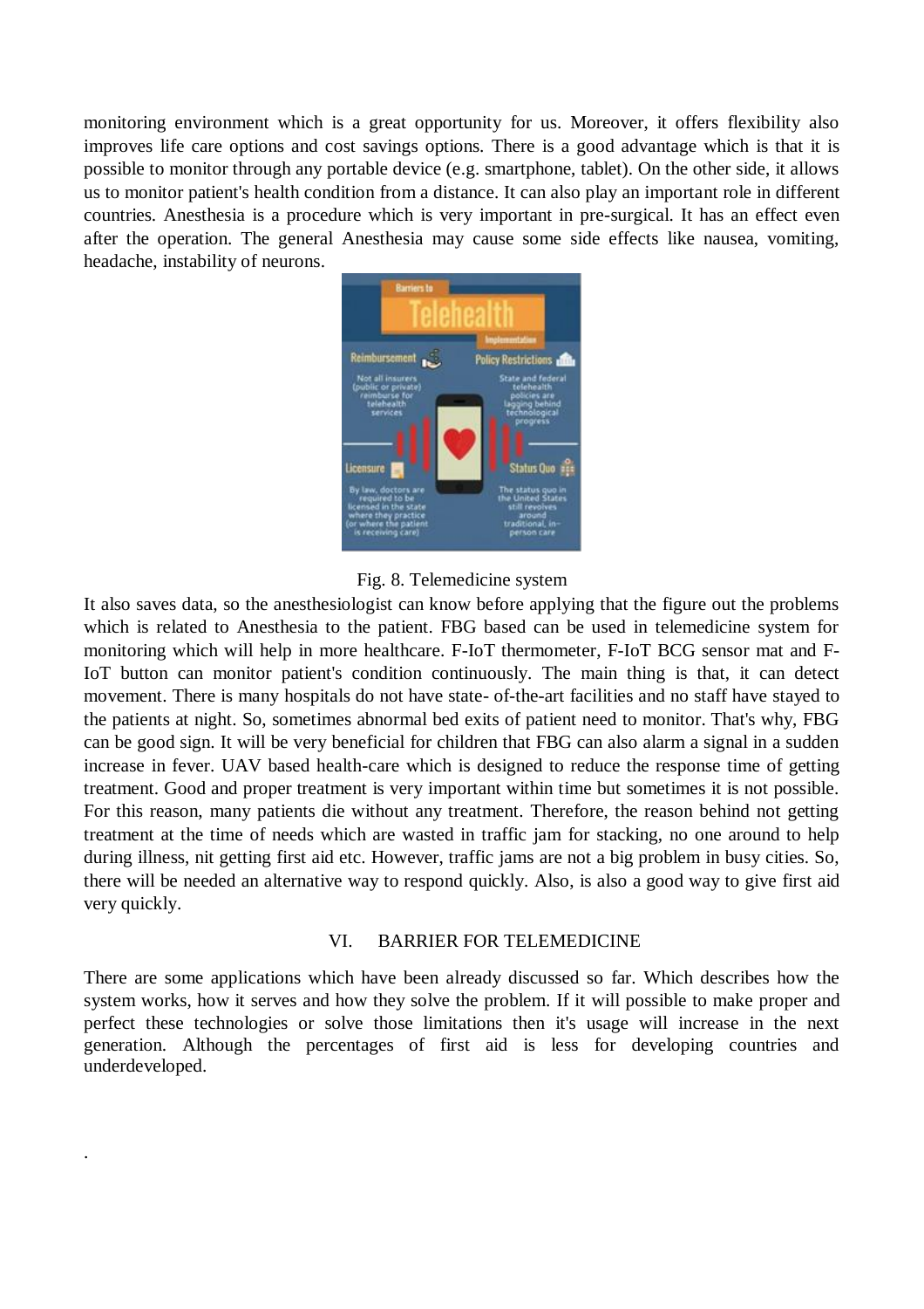monitoring environment which is a great opportunity for us. Moreover, it offers flexibility also improves life care options and cost savings options. There is a good advantage which is that it is possible to monitor through any portable device (e.g. smartphone, tablet). On the other side, it allows us to monitor patient's health condition from a distance. It can also play an important role in different countries. Anesthesia is a procedure which is very important in pre-surgical. It has an effect even after the operation. The general Anesthesia may cause some side effects like nausea, vomiting, headache, instability of neurons.

Fig. 8. Telemedicine system

It also saves data, so the anesthesiologist can know before applying that the figure out the problems which is related to Anesthesia to the patient. FBG based can be used in telemedicine system for monitoring which will help in more healthcare. F-IoT thermometer, F-IoT BCG sensor mat and F-IoT button can monitor patient's condition continuously. The main thing is that, it can detect movement. There is many hospitals do not have state- of-the-art facilities and no staff have stayed to the patients at night. So, sometimes abnormal bed exits of patient need to monitor. That's why, FBG can be good sign. It will be very beneficial for children that FBG can also alarm a signal in a sudden increase in fever. UAV based health-care which is designed to reduce the response time of getting treatment. Good and proper treatment is very important within time but sometimes it is not possible. For this reason, many patients die without any treatment. Therefore, the reason behind not getting treatment at the time of needs which are wasted in traffic jam for stacking, no one around to help during illness, nit getting first aid etc. However, traffic jams are not a big problem in busy cities. So, there will be needed an alternative way to respond quickly. Also, is also a good way to give first aid very quickly.

## VI. BARRIER FOR TELEMEDICINE

There are some applications which have been already discussed so far. Which describes how the system works, how it serves and how they solve the problem. If it will possible to make proper and perfect these technologies or solve those limitations then it's usage will increase in the next generation. Although the percentages of first aid is less for developing countries and underdeveloped.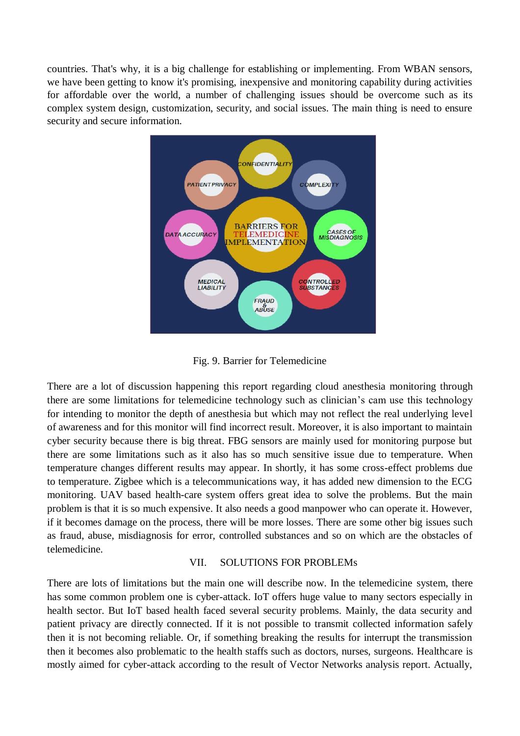countries. That's why, it is a big challenge for establishing or implementing. From WBAN sensors, we have been getting to know it's promising, inexpensive and monitoring capability during activities for affordable over the world, a number of challenging issues should be overcome such as its complex system design, customization, security, and social issues. The main thing is need to ensure security and secure information.

Fig. 9. Barrier for Telemedicine

There are a lot of discussion happening this report regarding cloud anesthesia monitoring through there are some limitations for telemedicine technology such as clinician's cam use this technology for intending to monitor the depth of anesthesia but which may not reflect the real underlying level of awareness and for this monitor will find incorrect result. Moreover, it is also important to maintain cyber security because there is big threat. FBG sensors are mainly used for monitoring purpose but there are some limitations such as it also has so much sensitive issue due to temperature. When temperature changes different results may appear. In shortly, it has some cross-effect problems due to temperature. Zigbee which is a telecommunications way, it has added new dimension to the ECG monitoring. UAV based health-care system offers great idea to solve the problems. But the main problem is that it is so much expensive. It also needs a good manpower who can operate it. However, if it becomes damage on the process, there will be more losses. There are some other big issues such as fraud, abuse, misdiagnosis for error, controlled substances and so on which are the obstacles of telemedicine.

## VII. SOLUTIONS FOR PROBLEMs

There are lots of limitations but the main one will describe now. In the telemedicine system, there has some common problem one is cyber-attack. IoT offers huge value to many sectors especially in health sector. But IoT based health faced several security problems. Mainly, the data security and patient privacy are directly connected. If it is not possible to transmit collected information safely then it is not becoming reliable. Or, if something breaking the results for interrupt the transmission then it becomes also problematic to the health staffs such as doctors, nurses, surgeons. Healthcare is mostly aimed for cyber-attack according to the result of Vector Networks analysis report. Actually,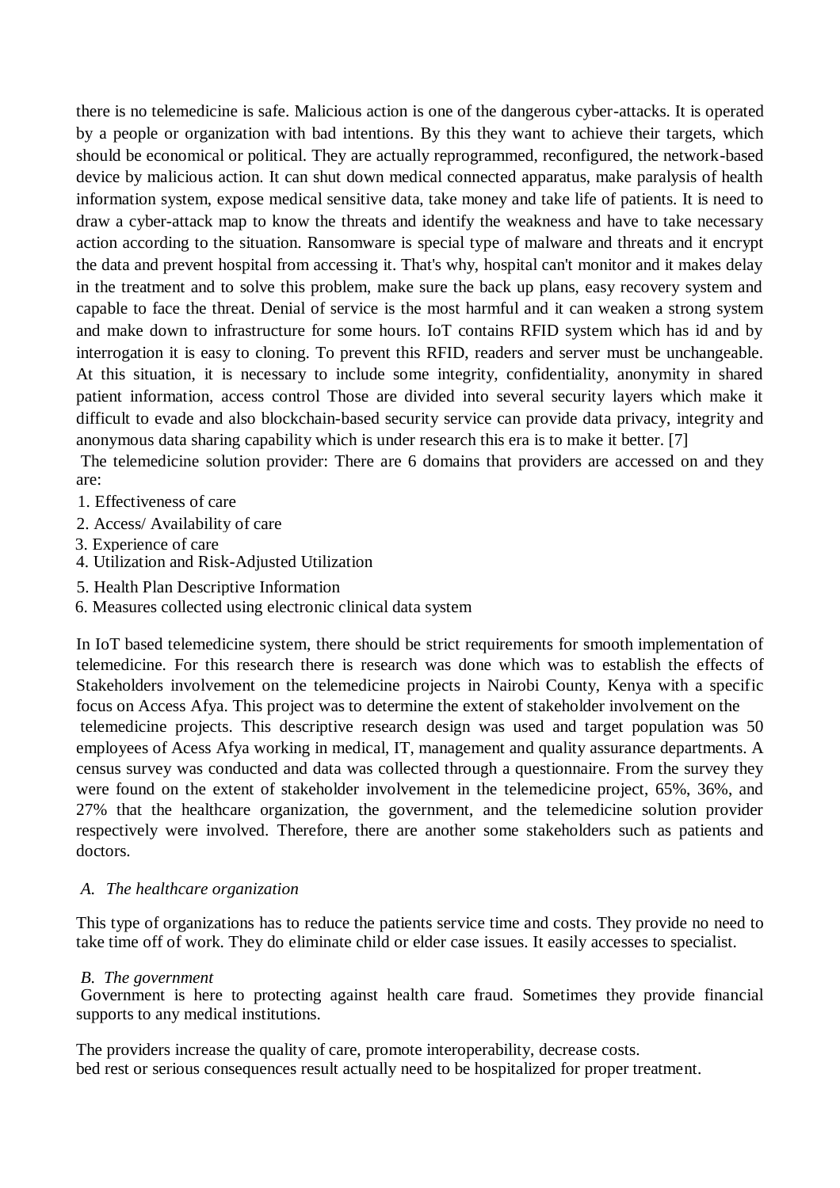there is no telemedicine is safe. Malicious action is one of the dangerous cyber-attacks. It is operated by a people or organization with bad intentions. By this they want to achieve their targets, which should be economical or political. They are actually reprogrammed, reconfigured, the network-based device by malicious action. It can shut down medical connected apparatus, make paralysis of health information system, expose medical sensitive data, take money and take life of patients. It is need to draw a cyber-attack map to know the threats and identify the weakness and have to take necessary action according to the situation. Ransomware is special type of malware and threats and it encrypt the data and prevent hospital from accessing it. That's why, hospital can't monitor and it makes delay in the treatment and to solve this problem, make sure the back up plans, easy recovery system and capable to face the threat. Denial of service is the most harmful and it can weaken a strong system and make down to infrastructure for some hours. IoT contains RFID system which has id and by interrogation it is easy to cloning. To prevent this RFID, readers and server must be unchangeable. At this situation, it is necessary to include some integrity, confidentiality, anonymity in shared patient information, access control Those are divided into several security layers which make it difficult to evade and also blockchain-based security service can provide data privacy, integrity and anonymous data sharing capability which is under research this era is to make it better. [7]

The telemedicine solution provider: There are 6 domains that providers are accessed on and they are:

1. Effectiveness of care
2. Access/ Availability of care
3. Experience of care
4. Utilization and Risk-Adjusted Utilization
5. Health Plan Descriptive Information
6. Measures collected using electronic clinical data system

In IoT based telemedicine system, there should be strict requirements for smooth implementation of telemedicine. For this research there is research was done which was to establish the effects of Stakeholders involvement on the telemedicine projects in Nairobi County, Kenya with a specific focus on Access Afya. This project was to determine the extent of stakeholder involvement on the telemedicine projects. This descriptive research design was used and target population was 50 employees of Acess Afya working in medical, IT, management and quality assurance departments. A census survey was conducted and data was collected through a questionnaire. From the survey they were found on the extent of stakeholder involvement in the telemedicine project, 65%, 36%, and 27% that the healthcare organization, the government, and the telemedicine solution provider respectively were involved. Therefore, there are another some stakeholders such as patients and doctors.

### *A. The healthcare organization*

This type of organizations has to reduce the patients service time and costs. They provide no need to take time off of work. They do eliminate child or elder case issues. It easily accesses to specialist.

### *B. The government*

Government is here to protecting against health care fraud. Sometimes they provide financial supports to any medical institutions.

The providers increase the quality of care, promote interoperability, decrease costs.
bed rest or serious consequences result actually need to be hospitalized for proper treatment.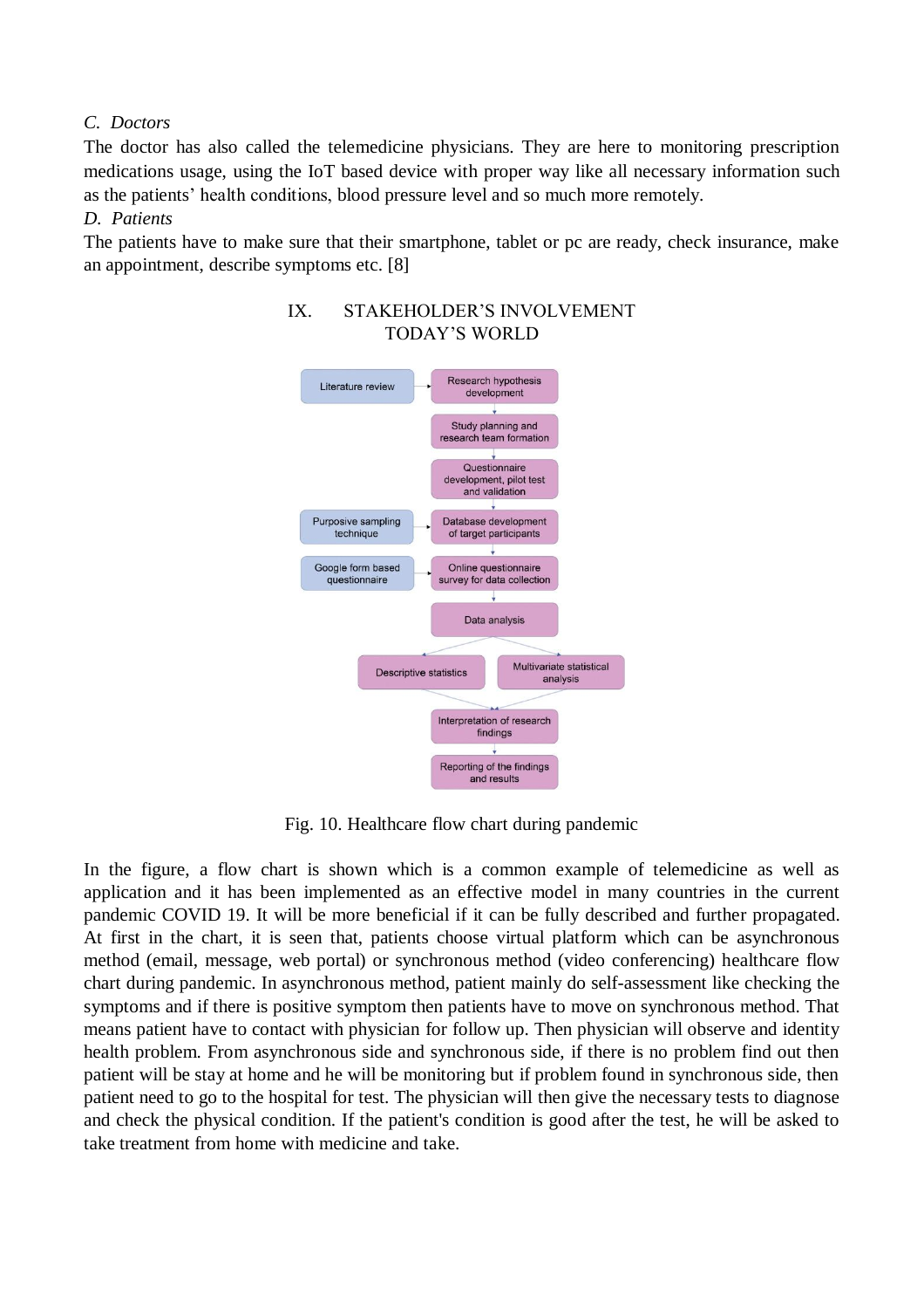*C. Doctors*

The doctor has also called the telemedicine physicians. They are here to monitoring prescription medications usage, using the IoT based device with proper way like all necessary information such as the patients' health conditions, blood pressure level and so much more remotely.

*D. Patients*

The patients have to make sure that their smartphone, tablet or pc are ready, check insurance, make an appointment, describe symptoms etc. [8]

## IX. STAKEHOLDER'S INVOLVEMENT TODAY'S WORLD

Fig. 10. Healthcare flow chart during pandemic

In the figure, a flow chart is shown which is a common example of telemedicine as well as application and it has been implemented as an effective model in many countries in the current pandemic COVID 19. It will be more beneficial if it can be fully described and further propagated. At first in the chart, it is seen that, patients choose virtual platform which can be asynchronous method (email, message, web portal) or synchronous method (video conferencing) healthcare flow chart during pandemic. In asynchronous method, patient mainly do self-assessment like checking the symptoms and if there is positive symptom then patients have to move on synchronous method. That means patient have to contact with physician for follow up. Then physician will observe and identity health problem. From asynchronous side and synchronous side, if there is no problem find out then patient will be stay at home and he will be monitoring but if problem found in synchronous side, then patient need to go to the hospital for test. The physician will then give the necessary tests to diagnose and check the physical condition. If the patient's condition is good after the test, he will be asked to take treatment from home with medicine and take.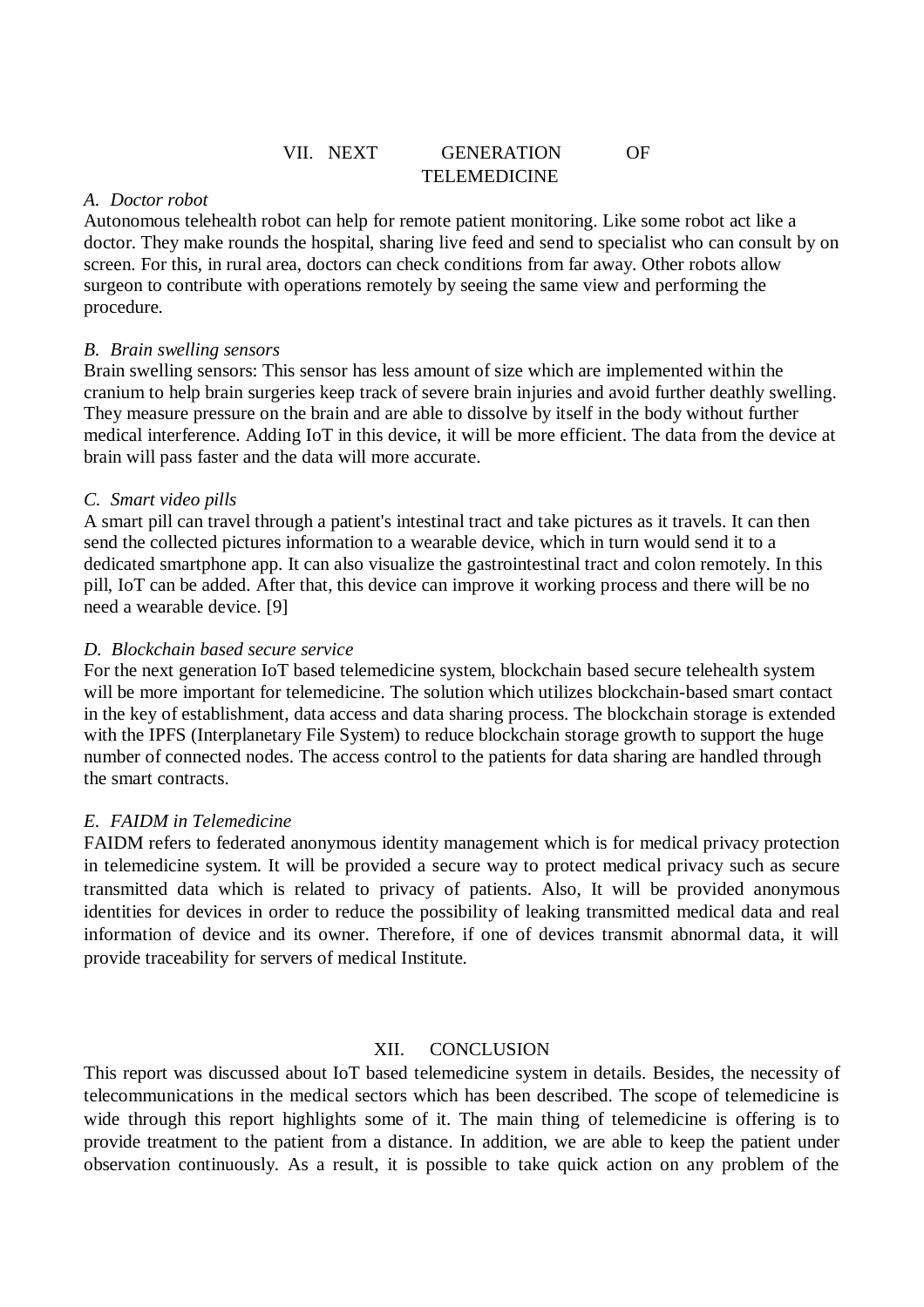## VII. NEXT GENERATION OF TELEMEDICINE

### *A. Doctor robot*

Autonomous telehealth robot can help for remote patient monitoring. Like some robot act like a doctor. They make rounds the hospital, sharing live feed and send to specialist who can consult by on screen. For this, in rural area, doctors can check conditions from far away. Other robots allow surgeon to contribute with operations remotely by seeing the same view and performing the procedure.

### *B. Brain swelling sensors*

Brain swelling sensors: This sensor has less amount of size which are implemented within the cranium to help brain surgeries keep track of severe brain injuries and avoid further deathly swelling. They measure pressure on the brain and are able to dissolve by itself in the body without further medical interference. Adding IoT in this device, it will be more efficient. The data from the device at brain will pass faster and the data will more accurate.

### *C. Smart video pills*

A smart pill can travel through a patient's intestinal tract and take pictures as it travels. It can then send the collected pictures information to a wearable device, which in turn would send it to a dedicated smartphone app. It can also visualize the gastrointestinal tract and colon remotely. In this pill, IoT can be added. After that, this device can improve it working process and there will be no need a wearable device. [9]

### *D. Blockchain based secure service*

For the next generation IoT based telemedicine system, blockchain based secure telehealth system will be more important for telemedicine. The solution which utilizes blockchain-based smart contact in the key of establishment, data access and data sharing process. The blockchain storage is extended with the IPFS (Interplanetary File System) to reduce blockchain storage growth to support the huge number of connected nodes. The access control to the patients for data sharing are handled through the smart contracts.

### *E. FAIDM in Telemedicine*

FAIDM refers to federated anonymous identity management which is for medical privacy protection in telemedicine system. It will be provided a secure way to protect medical privacy such as secure transmitted data which is related to privacy of patients. Also, It will be provided anonymous identities for devices in order to reduce the possibility of leaking transmitted medical data and real information of device and its owner. Therefore, if one of devices transmit abnormal data, it will provide traceability for servers of medical Institute.

## XII. CONCLUSION

This report was discussed about IoT based telemedicine system in details. Besides, the necessity of telecommunications in the medical sectors which has been described. The scope of telemedicine is wide through this report highlights some of it. The main thing of telemedicine is offering is to provide treatment to the patient from a distance. In addition, we are able to keep the patient under observation continuously. As a result, it is possible to take quick action on any problem of the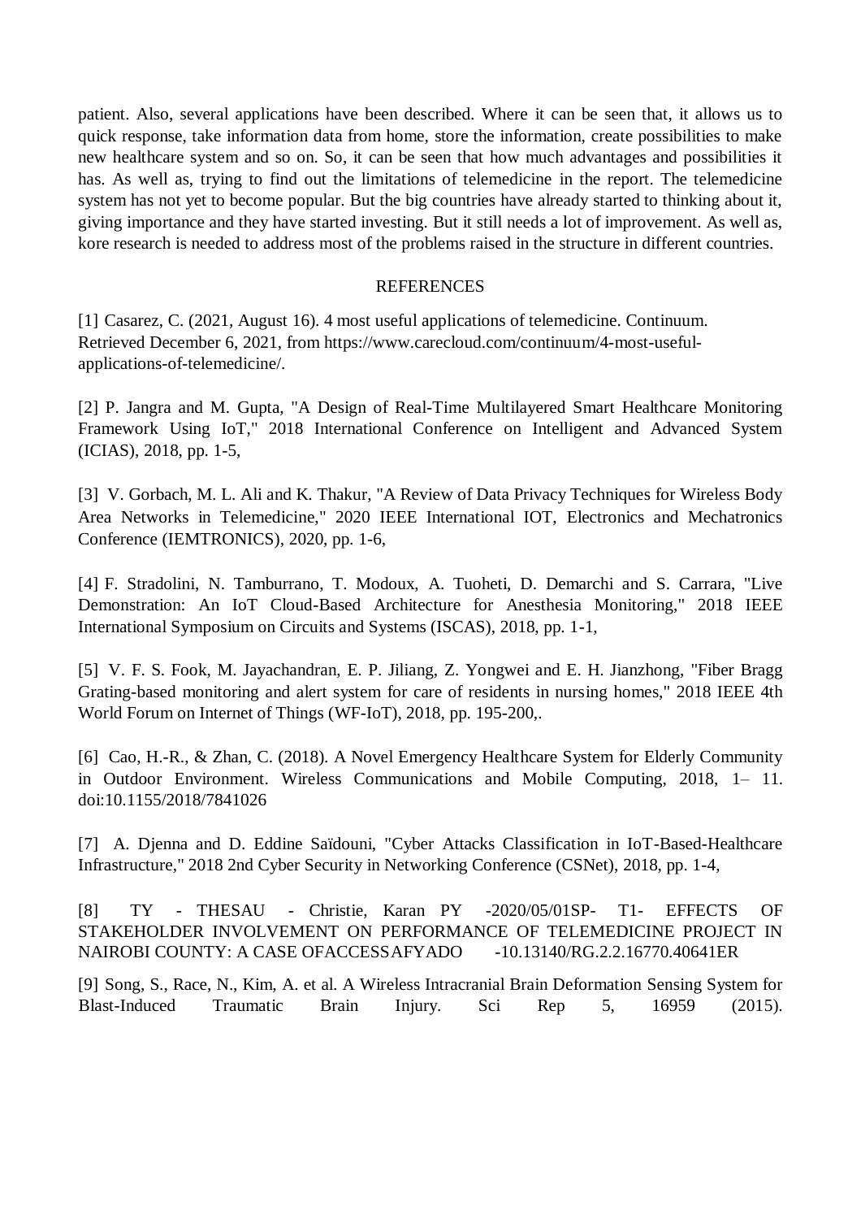patient. Also, several applications have been described. Where it can be seen that, it allows us to quick response, take information data from home, store the information, create possibilities to make new healthcare system and so on. So, it can be seen that how much advantages and possibilities it has. As well as, trying to find out the limitations of telemedicine in the report. The telemedicine system has not yet to become popular. But the big countries have already started to thinking about it, giving importance and they have started investing. But it still needs a lot of improvement. As well as, kore research is needed to address most of the problems raised in the structure in different countries.

## REFERENCES

[1] Casarez, C. (2021, August 16). 4 most useful applications of telemedicine. Continuum. Retrieved December 6, 2021, from https://www.carecloud.com/continuum/4-most-useful-applications-of-telemedicine/.

[2] P. Jangra and M. Gupta, "A Design of Real-Time Multilayered Smart Healthcare Monitoring Framework Using IoT," 2018 International Conference on Intelligent and Advanced System (ICIAS), 2018, pp. 1-5,

[3] V. Gorbach, M. L. Ali and K. Thakur, "A Review of Data Privacy Techniques for Wireless Body Area Networks in Telemedicine," 2020 IEEE International IOT, Electronics and Mechatronics Conference (IEMTRONICS), 2020, pp. 1-6,

[4] F. Stradolini, N. Tamburrano, T. Modoux, A. Tuoheti, D. Demarchi and S. Carrara, "Live Demonstration: An IoT Cloud-Based Architecture for Anesthesia Monitoring," 2018 IEEE International Symposium on Circuits and Systems (ISCAS), 2018, pp. 1-1,

[5] V. F. S. Fook, M. Jayachandran, E. P. Jiliang, Z. Yongwei and E. H. Jianzhong, "Fiber Bragg Grating-based monitoring and alert system for care of residents in nursing homes," 2018 IEEE 4th World Forum on Internet of Things (WF-IoT), 2018, pp. 195-200,.

[6] Cao, H.-R., & Zhan, C. (2018). A Novel Emergency Healthcare System for Elderly Community in Outdoor Environment. Wireless Communications and Mobile Computing, 2018, 1– 11. doi:10.1155/2018/7841026

[7] A. Djenna and D. Eddine Saïdouni, "Cyber Attacks Classification in IoT-Based-Healthcare Infrastructure," 2018 2nd Cyber Security in Networking Conference (CSNet), 2018, pp. 1-4,

[8] TY - THESAU - Christie, Karan PY -2020/05/01SP- T1- EFFECTS OF STAKEHOLDER INVOLVEMENT ON PERFORMANCE OF TELEMEDICINE PROJECT IN NAIROBI COUNTY: A CASE OFACCESSAFYADO -10.13140/RG.2.2.16770.40641ER

[9] Song, S., Race, N., Kim, A. et al. A Wireless Intracranial Brain Deformation Sensing System for Blast-Induced Traumatic Brain Injury. Sci Rep 5, 16959 (2015).